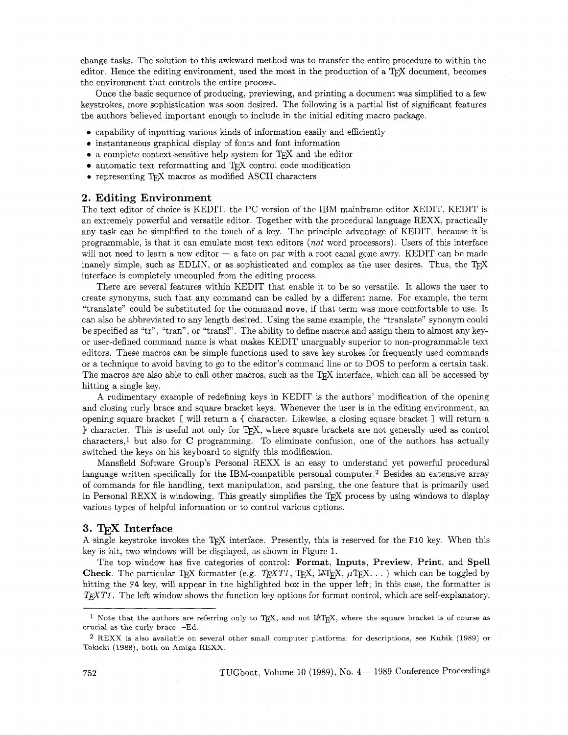change tasks. The solution to this awkward method was to transfer the entire procedure to within the editor. Hence the editing environment, used the most in the production of a TeX document, becomes the environment that controls the entire process.

Once the basic sequence of producing, previewing, and printing a document was simplified to a few keystrokes, more sophistication was soon desired. The following is a partial list of significant features the authors believed important enough to include in the initial editing macro package.

- capability of inputting various kinds of information easily and efficiently
- instantaneous graphical display of fonts and font information
- a complete context-sensitive help system for TeX and the editor
- automatic text reformatting and TeX control code modification
- representing TeX macros as modified ASCII characters

## 2. Editing Environment

The text editor of choice is KEDIT, the PC version of the IBM mainframe editor XEDIT. KEDIT is an extremely powerful and versatile editor. Together with the procedural language REXX, practically any task can be simplified to the touch of a key. The principle advantage of KEDIT, because it is programmable, is that it can emulate most text editors (*not* word processors). Users of this interface will not need to learn a new editor — a fate on par with a root canal gone awry. KEDIT can be made inanely simple, such as EDLIN, or as sophisticated and complex as the user desires. Thus, the TeX interface is completely uncoupled from the editing process.

There are several features within KEDIT that enable it to be so versatile. It allows the user to create synonyms, such that any command can be called by a different name. For example, the term "translate" could be substituted for the command `move`, if that term was more comfortable to use. It can also be abbreviated to any length desired. Using the same example, the "translate" synonym could be specified as "tr", "tran", or "transl". The ability to define macros and assign them to almost any key- or user-defined command name is what makes KEDIT unarguably superior to non-programmable text editors. These macros can be simple functions used to save key strokes for frequently used commands or a technique to avoid having to go to the editor's command line or to DOS to perform a certain task. The macros are also able to call other macros, such as the TeX interface, which can all be accessed by hitting a single key.

A rudimentary example of redefining keys in KEDIT is the authors' modification of the opening and closing curly brace and square bracket keys. Whenever the user is in the editing environment, an opening square bracket `[` will return a `{` character. Likewise, a closing square bracket `]` will return a `}` character. This is useful not only for TeX, where square brackets are not generally used as control characters,[1] but also for **C** programming. To eliminate confusion, one of the authors has actually switched the keys on his keyboard to signify this modification.

Mansfield Software Group's Personal REXX is an easy to understand yet powerful procedural language written specifically for the IBM-compatible personal computer.[2] Besides an extensive array of commands for file handling, text manipulation, and parsing, the one feature that is primarily used in Personal REXX is windowing. This greatly simplifies the TeX process by using windows to display various types of helpful information or to control various options.

## 3. TeX Interface

A single keystroke invokes the TeX interface. Presently, this is reserved for the `F10` key. When this key is hit, two windows will be displayed, as shown in Figure 1.

The top window has five categories of control: **Format**, **Inputs**, **Preview**, **Print**, and **Spell Check**. The particular TeX formatter (e.g. *TeXT1*, TeX, LaTeX, $\mu$TeX. . . ) which can be toggled by hitting the `F4` key, will appear in the highlighted box in the upper left; in this case, the formatter is *TeXT1*. The left window shows the function key options for format control, which are self-explanatory.

---

[1] Note that the authors are referring only to TeX, and not LaTeX, where the square bracket is of course as crucial as the curly brace –Ed.

[2] REXX is also available on several other small computer platforms; for descriptions, see Kubik (1989) or Tokicki (1988), both on Amiga REXX.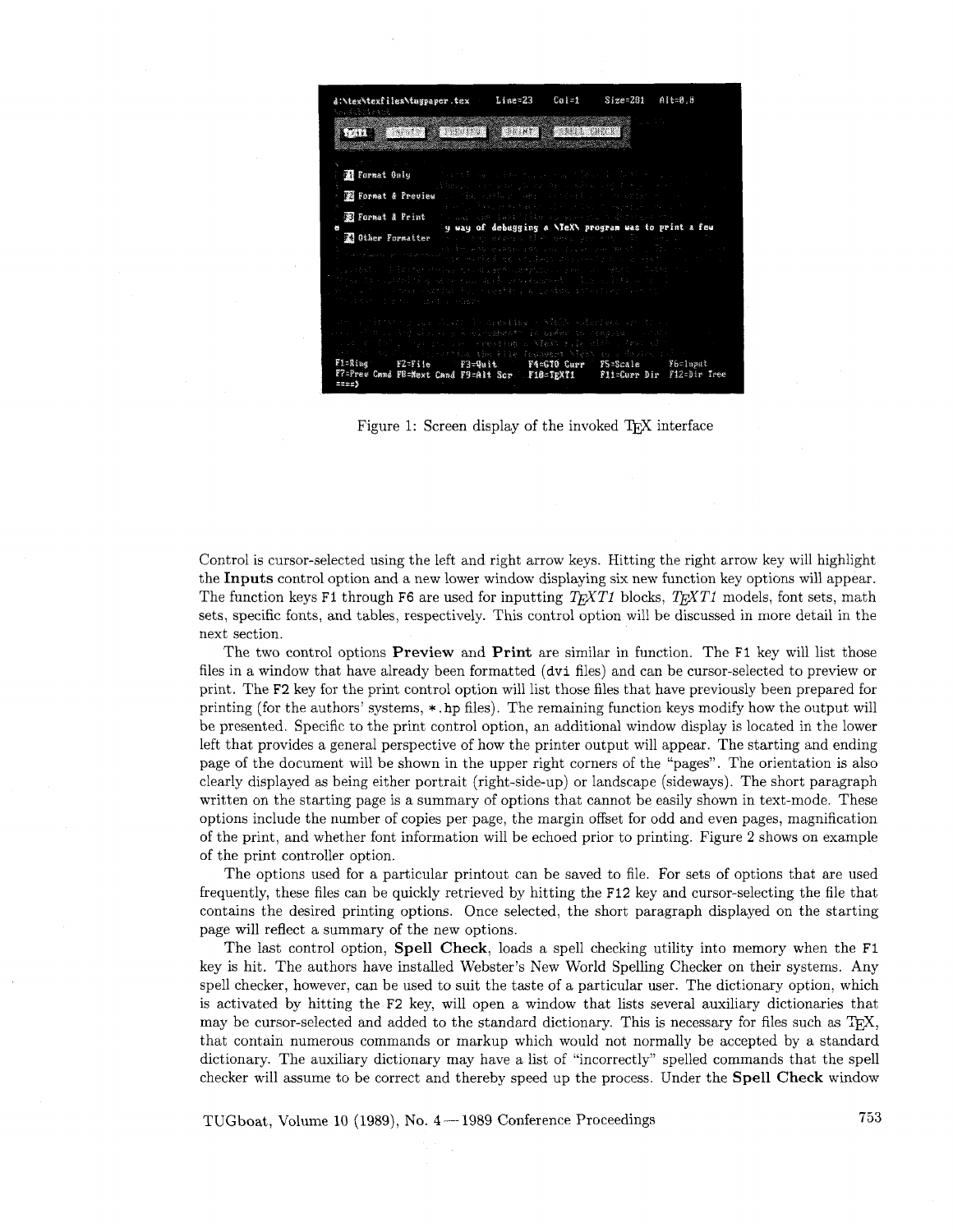Figure 1: Screen display of the invoked TEX interface

Control is cursor-selected using the left and right arrow keys. Hitting the right arrow key will highlight the **Inputs** control option and a new lower window displaying six new function key options will appear. The function keys F1 through F6 are used for inputting *TEXT1* blocks, *TEXT1* models, font sets, math sets, specific fonts, and tables, respectively. This control option will be discussed in more detail in the next section.

The two control options **Preview** and **Print** are similar in function. The F1 key will list those files in a window that have already been formatted (dvi files) and can be cursor-selected to preview or print. The F2 key for the print control option will list those files that have previously been prepared for printing (for the authors' systems, *.hp files). The remaining function keys modify how the output will be presented. Specific to the print control option, an additional window display is located in the lower left that provides a general perspective of how the printer output will appear. The starting and ending page of the document will be shown in the upper right corners of the "pages". The orientation is also clearly displayed as being either portrait (right-side-up) or landscape (sideways). The short paragraph written on the starting page is a summary of options that cannot be easily shown in text-mode. These options include the number of copies per page, the margin offset for odd and even pages, magnification of the print, and whether font information will be echoed prior to printing. Figure 2 shows on example of the print controller option.

The options used for a particular printout can be saved to file. For sets of options that are used frequently, these files can be quickly retrieved by hitting the F12 key and cursor-selecting the file that contains the desired printing options. Once selected, the short paragraph displayed on the starting page will reflect a summary of the new options.

The last control option, **Spell Check**, loads a spell checking utility into memory when the F1 key is hit. The authors have installed Webster's New World Spelling Checker on their systems. Any spell checker, however, can be used to suit the taste of a particular user. The dictionary option, which is activated by hitting the F2 key, will open a window that lists several auxiliary dictionaries that may be cursor-selected and added to the standard dictionary. This is necessary for files such as TEX, that contain numerous commands or markup which would not normally be accepted by a standard dictionary. The auxiliary dictionary may have a list of "incorrectly" spelled commands that the spell checker will assume to be correct and thereby speed up the process. Under the **Spell Check** window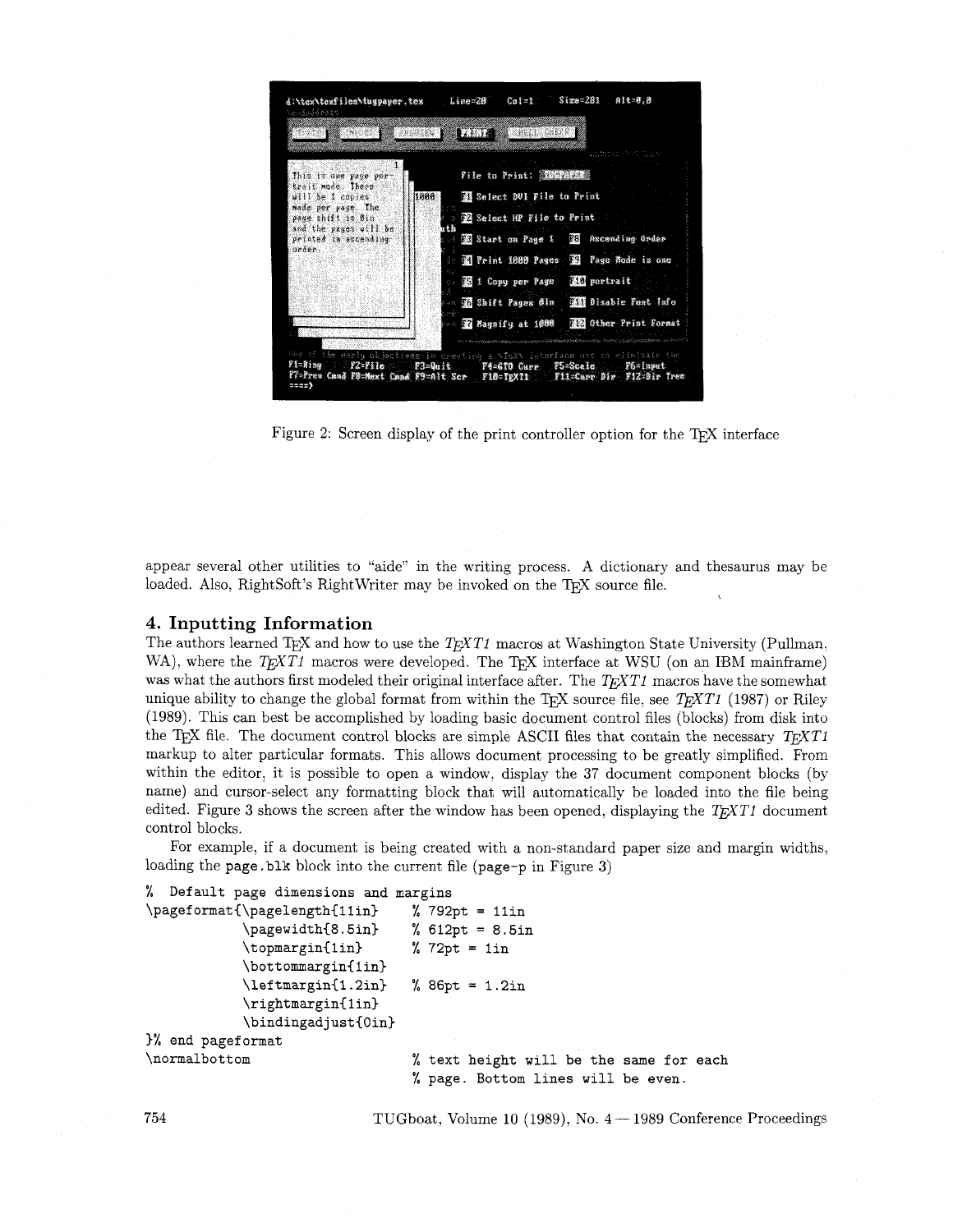Figure 2: Screen display of the print controller option for the TEX interface

appear several other utilities to "aide" in the writing process. A dictionary and thesaurus may be loaded. Also, RightSoft's RightWriter may be invoked on the TEX source file.

## 4. Inputting Information

The authors learned TEX and how to use the *TEXT1* macros at Washington State University (Pullman, WA), where the *TEXT1* macros were developed. The TEX interface at WSU (on an IBM mainframe) was what the authors first modeled their original interface after. The *TEXT1* macros have the somewhat unique ability to change the global format from within the TEX source file, see *TEXT1* (1987) or Riley (1989). This can best be accomplished by loading basic document control files (blocks) from disk into the TEX file. The document control blocks are simple ASCII files that contain the necessary *TEXT1* markup to alter particular formats. This allows document processing to be greatly simplified. From within the editor, it is possible to open a window, display the 37 document component blocks (by name) and cursor-select any formatting block that will automatically be loaded into the file being edited. Figure 3 shows the screen after the window has been opened, displaying the *TEXT1* document control blocks.

For example, if a document is being created with a non-standard paper size and margin widths, loading the `page.blk` block into the current file (`page-p` in Figure 3)

```
% Default page dimensions and margins
\pageformat{\pagelength{11in}    % 792pt = 11in
            \pagewidth{8.5in}    % 612pt = 8.5in
            \topmargin{1in}      % 72pt = 1in
            \bottommargin{1in}
            \leftmargin{1.2in}   % 86pt = 1.2in
            \rightmargin{1in}
            \bindingadjust{0in}
}% end pageformat
\normalbottom                    % text height will be the same for each
                                 % page. Bottom lines will be even.
```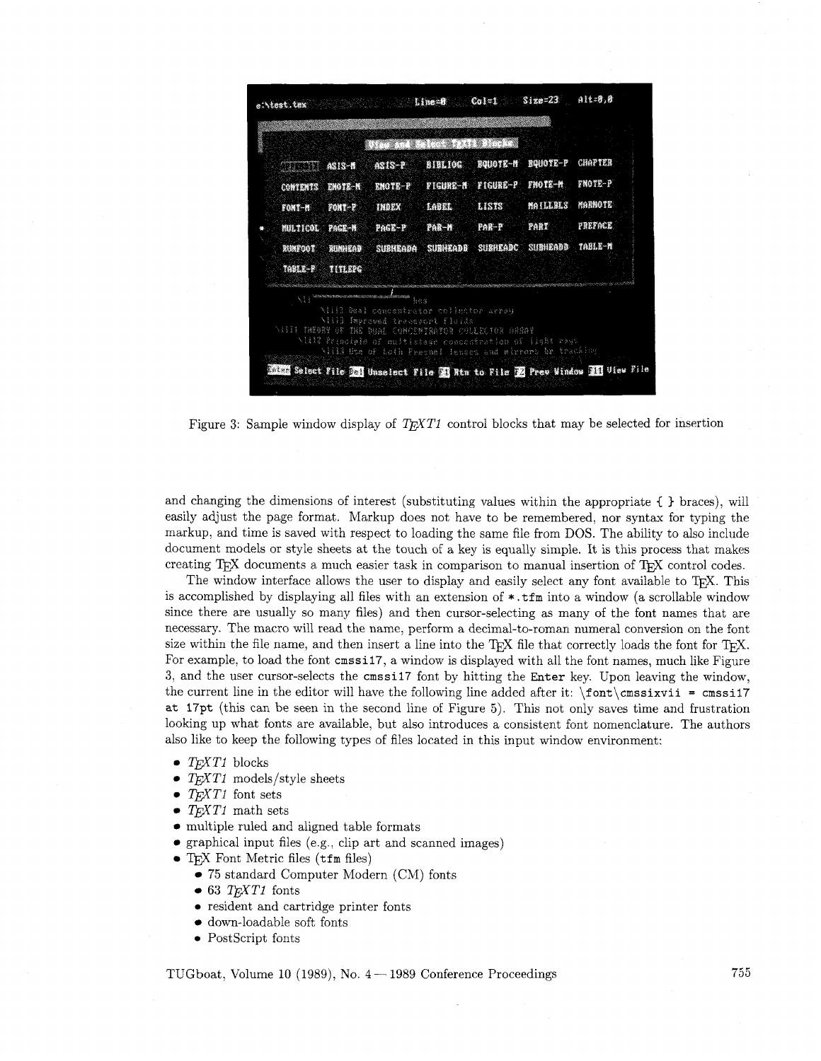Figure 3: Sample window display of *TEXT1* control blocks that may be selected for insertion

and changing the dimensions of interest (substituting values within the appropriate { } braces), will easily adjust the page format. Markup does not have to be remembered, nor syntax for typing the markup, and time is saved with respect to loading the same file from DOS. The ability to also include document models or style sheets at the touch of a key is equally simple. It is this process that makes creating TEX documents a much easier task in comparison to manual insertion of TEX control codes.

The window interface allows the user to display and easily select any font available to TEX. This is accomplished by displaying all files with an extension of `*.tfm` into a window (a scrollable window since there are usually so many files) and then cursor-selecting as many of the font names that are necessary. The macro will read the name, perform a decimal-to-roman numeral conversion on the font size within the file name, and then insert a line into the TEX file that correctly loads the font for TEX. For example, to load the font `cmssi17`, a window is displayed with all the font names, much like Figure 3, and the user cursor-selects the `cmssi17` font by hitting the `Enter` key. Upon leaving the window, the current line in the editor will have the following line added after it: `\font\cmssixvii = cmssi17 at 17pt` (this can be seen in the second line of Figure 5). This not only saves time and frustration looking up what fonts are available, but also introduces a consistent font nomenclature. The authors also like to keep the following types of files located in this input window environment:

- *TEXT1* blocks
- *TEXT1* models/style sheets
- *TEXT1* font sets
- *TEXT1* math sets
- multiple ruled and aligned table formats
- graphical input files (e.g., clip art and scanned images)
- TEX Font Metric files (`tfm` files)
  - 75 standard Computer Modern (CM) fonts
  - 63 *TEXT1* fonts
  - resident and cartridge printer fonts
  - down-loadable soft fonts
  - PostScript fonts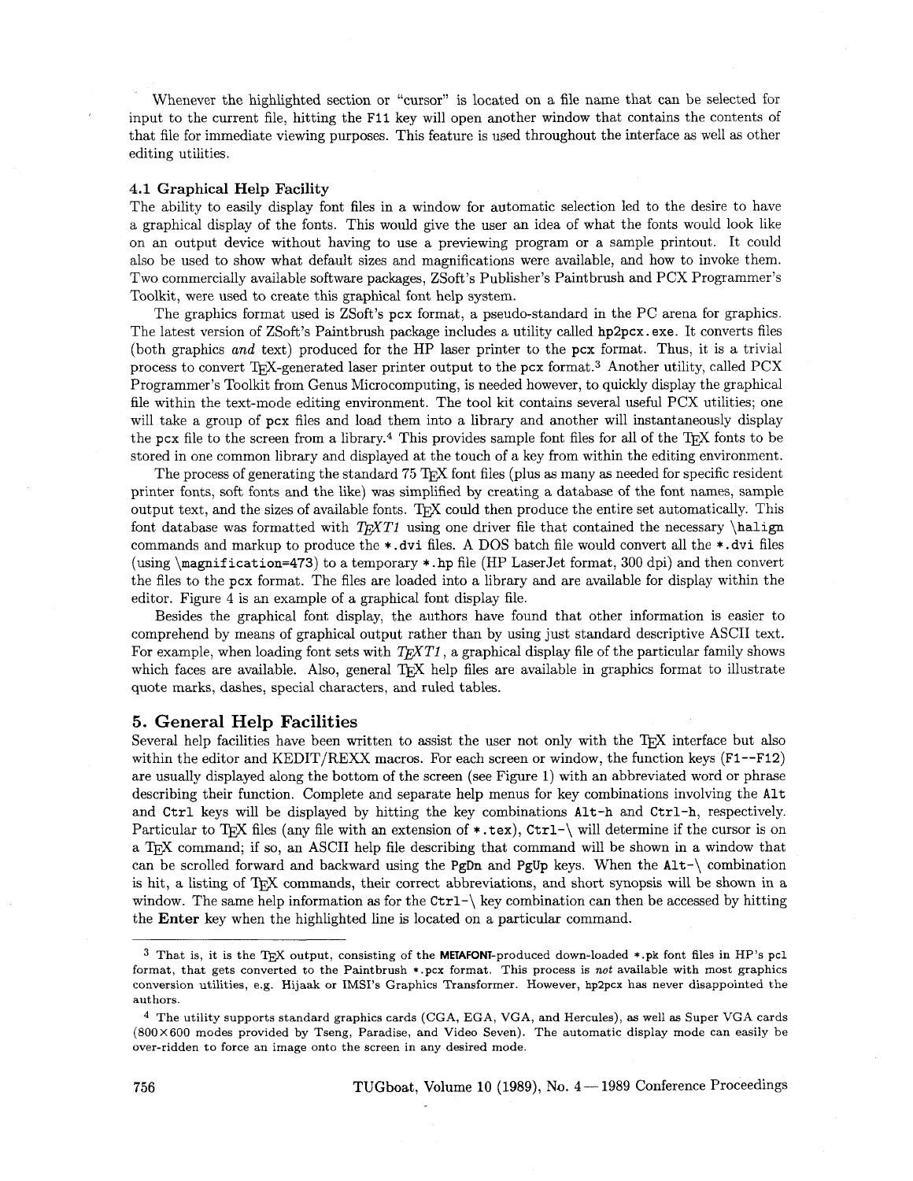Whenever the highlighted section or "cursor" is located on a file name that can be selected for input to the current file, hitting the F11 key will open another window that contains the contents of that file for immediate viewing purposes. This feature is used throughout the interface as well as other editing utilities.

### 4.1 Graphical Help Facility

The ability to easily display font files in a window for automatic selection led to the desire to have a graphical display of the fonts. This would give the user an idea of what the fonts would look like on an output device without having to use a previewing program or a sample printout. It could also be used to show what default sizes and magnifications were available, and how to invoke them. Two commercially available software packages, ZSoft's Publisher's Paintbrush and PCX Programmer's Toolkit, were used to create this graphical font help system.

The graphics format used is ZSoft's pcx format, a pseudo-standard in the PC arena for graphics. The latest version of ZSoft's Paintbrush package includes a utility called hp2pcx.exe. It converts files (both graphics *and* text) produced for the HP laser printer to the pcx format. Thus, it is a trivial process to convert TeX-generated laser printer output to the pcx format.[3] Another utility, called PCX Programmer's Toolkit from Genus Microcomputing, is needed however, to quickly display the graphical file within the text-mode editing environment. The tool kit contains several useful PCX utilities; one will take a group of pcx files and load them into a library and another will instantaneously display the pcx file to the screen from a library.[4] This provides sample font files for all of the TeX fonts to be stored in one common library and displayed at the touch of a key from within the editing environment.

The process of generating the standard 75 TeX font files (plus as many as needed for specific resident printer fonts, soft fonts and the like) was simplified by creating a database of the font names, sample output text, and the sizes of available fonts. TeX could then produce the entire set automatically. This font database was formatted with *TeXT1* using one driver file that contained the necessary \halign commands and markup to produce the *.dvi files. A DOS batch file would convert all the *.dvi files (using \magnification=473) to a temporary *.hp file (HP LaserJet format, 300 dpi) and then convert the files to the pcx format. The files are loaded into a library and are available for display within the editor. Figure 4 is an example of a graphical font display file.

Besides the graphical font display, the authors have found that other information is easier to comprehend by means of graphical output rather than by using just standard descriptive ASCII text. For example, when loading font sets with *TeXT1*, a graphical display file of the particular family shows which faces are available. Also, general TeX help files are available in graphics format to illustrate quote marks, dashes, special characters, and ruled tables.

## 5. General Help Facilities

Several help facilities have been written to assist the user not only with the TeX interface but also within the editor and KEDIT/REXX macros. For each screen or window, the function keys (F1--F12) are usually displayed along the bottom of the screen (see Figure 1) with an abbreviated word or phrase describing their function. Complete and separate help menus for key combinations involving the Alt and Ctrl keys will be displayed by hitting the key combinations Alt-h and Ctrl-h, respectively. Particular to TeX files (any file with an extension of *.tex), Ctrl-\ will determine if the cursor is on a TeX command; if so, an ASCII help file describing that command will be shown in a window that can be scrolled forward and backward using the PgDn and PgUp keys. When the Alt-\ combination is hit, a listing of TeX commands, their correct abbreviations, and short synopsis will be shown in a window. The same help information as for the Ctrl-\ key combination can then be accessed by hitting the **Enter** key when the highlighted line is located on a particular command.

---

[3] That is, it is the TeX output, consisting of the METAFONT-produced down-loaded *.pk font files in HP's pcl format, that gets converted to the Paintbrush *.pcx format. This process is *not* available with most graphics conversion utilities, e.g. Hijaak or IMSI's Graphics Transformer. However, hp2pcx has never disappointed the authors.

[4] The utility supports standard graphics cards (CGA, EGA, VGA, and Hercules), as well as Super VGA cards (800×600 modes provided by Tseng, Paradise, and Video Seven). The automatic display mode can easily be over-ridden to force an image onto the screen in any desired mode.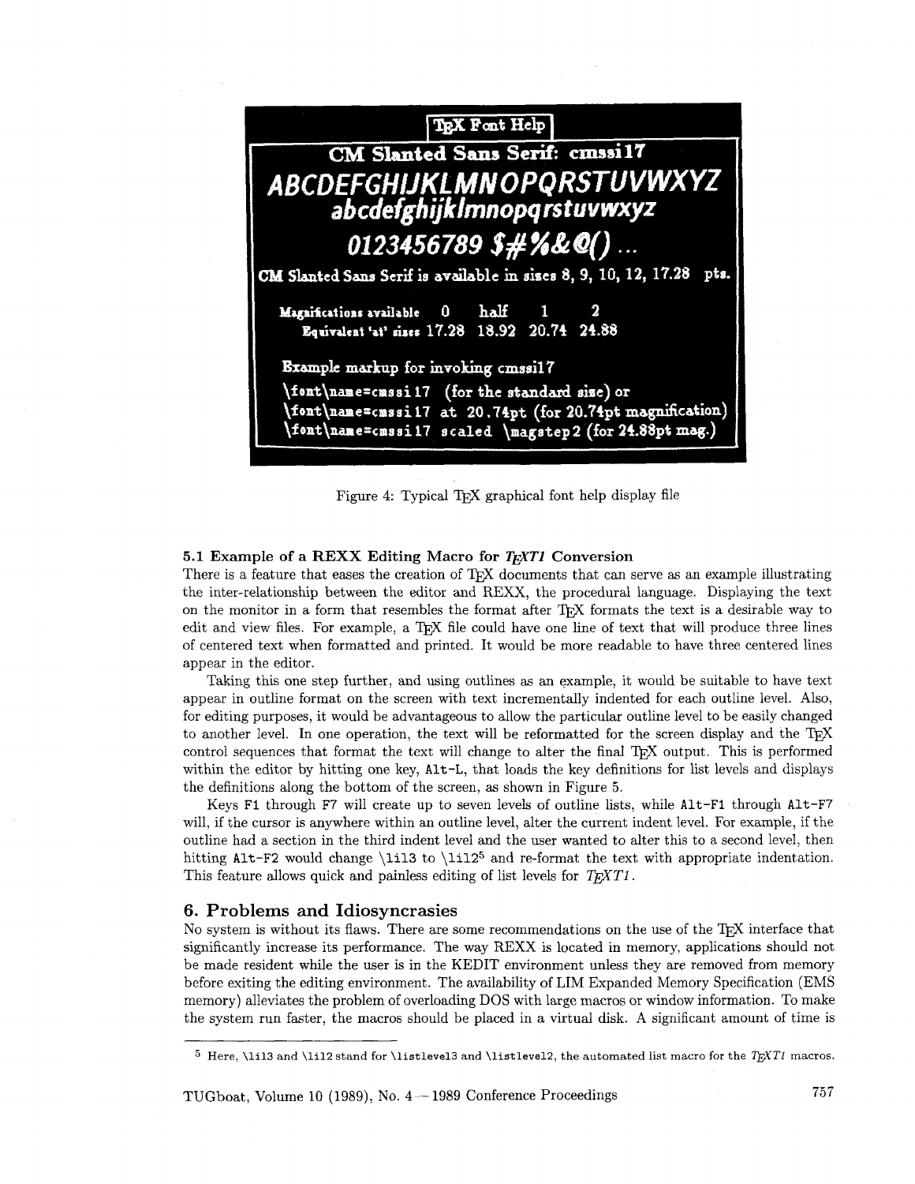TEX Font Help

CM Slanted Sans Serif: cmssi17

ABCDEFGHIJKLMNOPQRSTUVWXYZ
abcdefghijklmnopqrstuvwxyz
0123456789 $#%&@() ...

CM Slanted Sans Serif is available in sizes 8, 9, 10, 12, 17.28 pts.

| Magnifications available | 0 | half | 1 | 2 |
| --- | --- | --- | --- | --- |
| Equivalent 'at' sizes | 17.28 | 18.92 | 20.74 | 24.88 |

Example markup for invoking cmssi17

\font\name=cmssi17 (for the standard size) or
\font\name=cmssi17 at 20.74pt (for 20.74pt magnification)
\font\name=cmssi17 scaled \magstep2 (for 24.88pt mag.)

Figure 4: Typical TEX graphical font help display file

### 5.1 Example of a REXX Editing Macro for *TEXT1* Conversion

There is a feature that eases the creation of TEX documents that can serve as an example illustrating the inter-relationship between the editor and REXX, the procedural language. Displaying the text on the monitor in a form that resembles the format after TEX formats the text is a desirable way to edit and view files. For example, a TEX file could have one line of text that will produce three lines of centered text when formatted and printed. It would be more readable to have three centered lines appear in the editor.

Taking this one step further, and using outlines as an example, it would be suitable to have text appear in outline format on the screen with text incrementally indented for each outline level. Also, for editing purposes, it would be advantageous to allow the particular outline level to be easily changed to another level. In one operation, the text will be reformatted for the screen display and the TEX control sequences that format the text will change to alter the final TEX output. This is performed within the editor by hitting one key, `Alt-L`, that loads the key definitions for list levels and displays the definitions along the bottom of the screen, as shown in Figure 5.

Keys `F1` through `F7` will create up to seven levels of outline lists, while `Alt-F1` through `Alt-F7` will, if the cursor is anywhere within an outline level, alter the current indent level. For example, if the outline had a section in the third indent level and the user wanted to alter this to a second level, then hitting `Alt-F2` would change `\lil3` to `\lil2`[5] and re-format the text with appropriate indentation. This feature allows quick and painless editing of list levels for *TEXT1*.

## 6. Problems and Idiosyncrasies

No system is without its flaws. There are some recommendations on the use of the TEX interface that significantly increase its performance. The way REXX is located in memory, applications should not be made resident while the user is in the KEDIT environment unless they are removed from memory before exiting the editing environment. The availability of LIM Expanded Memory Specification (EMS memory) alleviates the problem of overloading DOS with large macros or window information. To make the system run faster, the macros should be placed in a virtual disk. A significant amount of time is

---

[5] Here, `\lil3` and `\lil2` stand for `\listlevel3` and `\listlevel2`, the automated list macro for the *TEXT1* macros.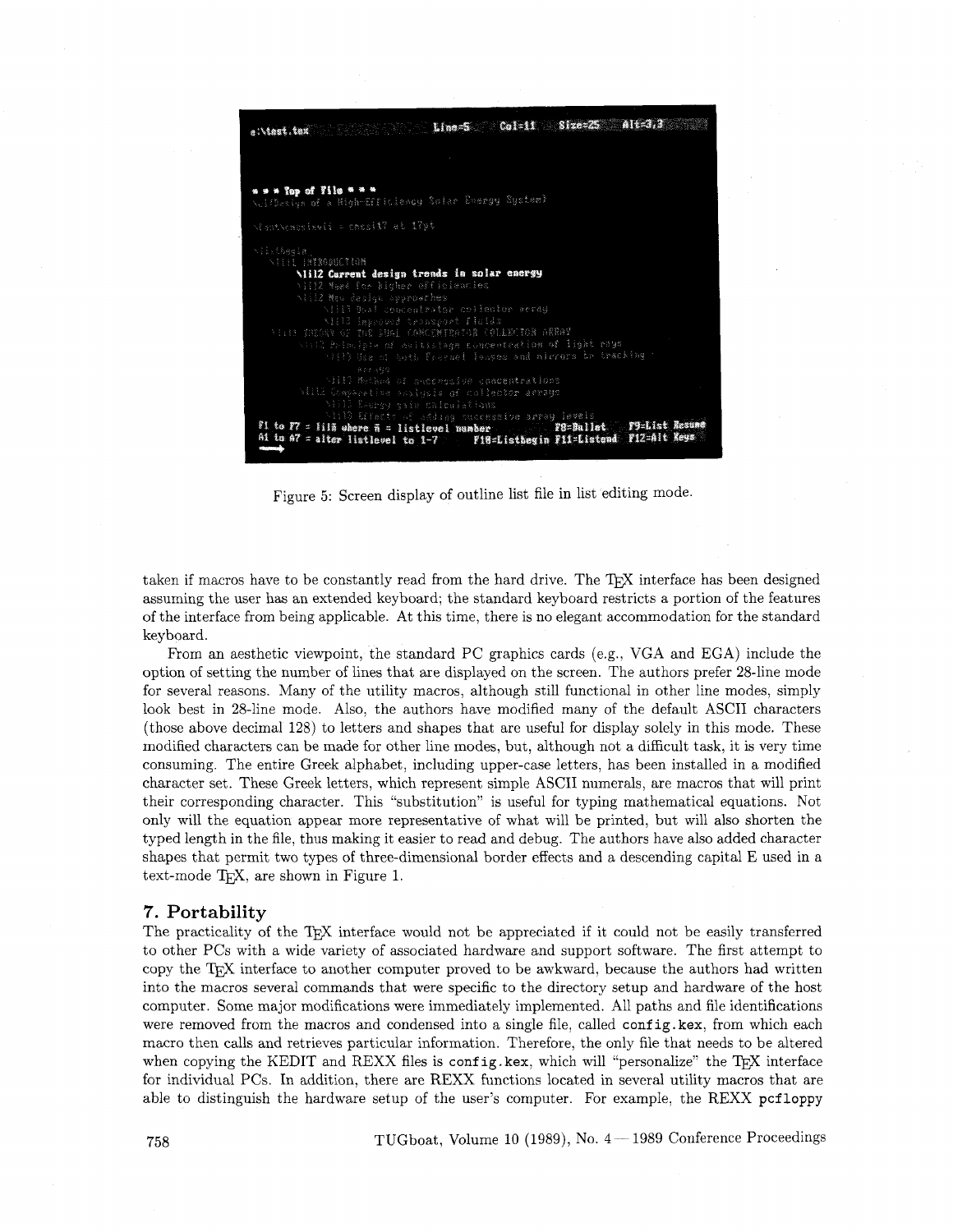Figure 5: Screen display of outline list file in list editing mode.

taken if macros have to be constantly read from the hard drive. The TEX interface has been designed assuming the user has an extended keyboard; the standard keyboard restricts a portion of the features of the interface from being applicable. At this time, there is no elegant accommodation for the standard keyboard.

From an aesthetic viewpoint, the standard PC graphics cards (e.g., VGA and EGA) include the option of setting the number of lines that are displayed on the screen. The authors prefer 28-line mode for several reasons. Many of the utility macros, although still functional in other line modes, simply look best in 28-line mode. Also, the authors have modified many of the default ASCII characters (those above decimal 128) to letters and shapes that are useful for display solely in this mode. These modified characters can be made for other line modes, but, although not a difficult task, it is very time consuming. The entire Greek alphabet, including upper-case letters, has been installed in a modified character set. These Greek letters, which represent simple ASCII numerals, are macros that will print their corresponding character. This "substitution" is useful for typing mathematical equations. Not only will the equation appear more representative of what will be printed, but will also shorten the typed length in the file, thus making it easier to read and debug. The authors have also added character shapes that permit two types of three-dimensional border effects and a descending capital E used in a text-mode TEX, are shown in Figure 1.

## 7. Portability

The practicality of the TEX interface would not be appreciated if it could not be easily transferred to other PCs with a wide variety of associated hardware and support software. The first attempt to copy the TEX interface to another computer proved to be awkward, because the authors had written into the macros several commands that were specific to the directory setup and hardware of the host computer. Some major modifications were immediately implemented. All paths and file identifications were removed from the macros and condensed into a single file, called `config.kex`, from which each macro then calls and retrieves particular information. Therefore, the only file that needs to be altered when copying the KEDIT and REXX files is `config.kex`, which will "personalize" the TEX interface for individual PCs. In addition, there are REXX functions located in several utility macros that are able to distinguish the hardware setup of the user's computer. For example, the REXX `pcfloppy`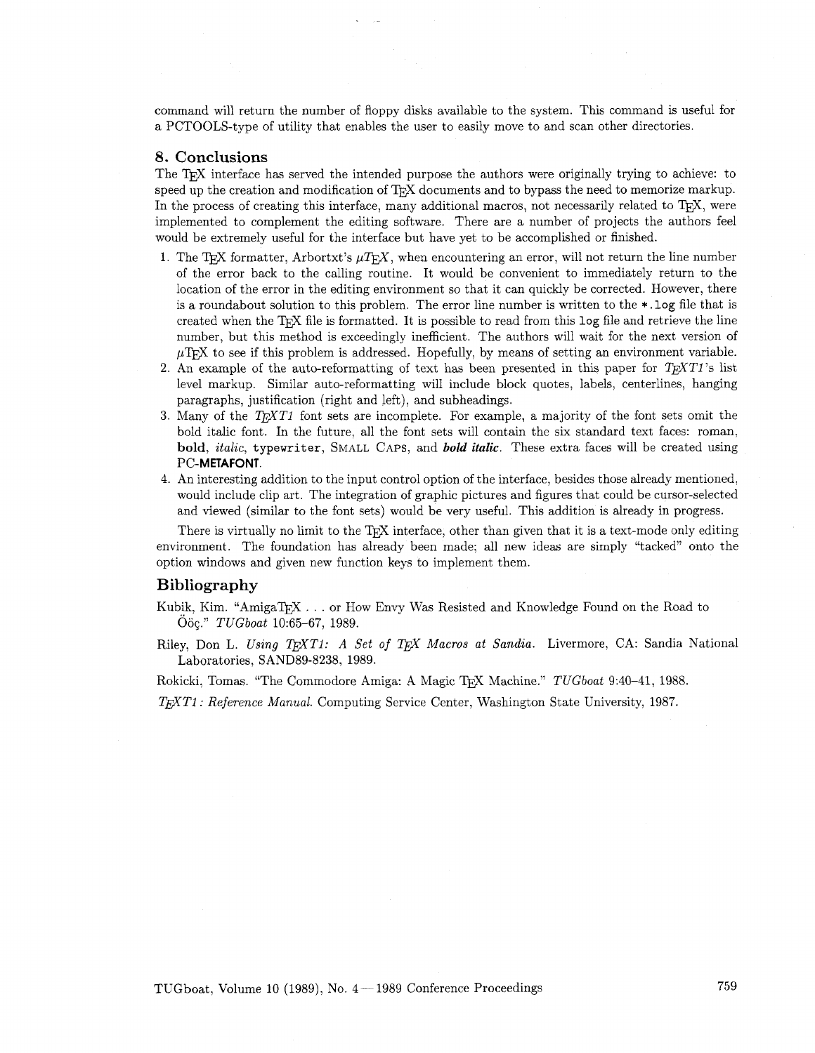command will return the number of floppy disks available to the system. This command is useful for a PCTOOLS-type of utility that enables the user to easily move to and scan other directories.

## 8. Conclusions

The TeX interface has served the intended purpose the authors were originally trying to achieve: to speed up the creation and modification of TeX documents and to bypass the need to memorize markup. In the process of creating this interface, many additional macros, not necessarily related to TeX, were implemented to complement the editing software. There are a number of projects the authors feel would be extremely useful for the interface but have yet to be accomplished or finished.

1. The TeX formatter, Arbortxt's *μTeX*, when encountering an error, will not return the line number of the error back to the calling routine. It would be convenient to immediately return to the location of the error in the editing environment so that it can quickly be corrected. However, there is a roundabout solution to this problem. The error line number is written to the `*.log` file that is created when the TeX file is formatted. It is possible to read from this `log` file and retrieve the line number, but this method is exceedingly inefficient. The authors will wait for the next version of μTeX to see if this problem is addressed. Hopefully, by means of setting an environment variable.
2. An example of the auto-reformatting of text has been presented in this paper for *TeXT1*'s list level markup. Similar auto-reformatting will include block quotes, labels, centerlines, hanging paragraphs, justification (right and left), and subheadings.
3. Many of the *TeXT1* font sets are incomplete. For example, a majority of the font sets omit the bold italic font. In the future, all the font sets will contain the six standard text faces: roman, **bold**, *italic*, `typewriter`, SMALL CAPS, and ***bold italic***. These extra faces will be created using PC-**METAFONT**.
4. An interesting addition to the input control option of the interface, besides those already mentioned, would include clip art. The integration of graphic pictures and figures that could be cursor-selected and viewed (similar to the font sets) would be very useful. This addition is already in progress.

There is virtually no limit to the TeX interface, other than given that it is a text-mode only editing environment. The foundation has already been made; all new ideas are simply "tacked" onto the option windows and given new function keys to implement them.

## Bibliography

Kubik, Kim. "AmigaTeX . . . or How Envy Was Resisted and Knowledge Found on the Road to Ööç." *TUGboat* 10:65–67, 1989.

Riley, Don L. *Using TeXT1: A Set of TeX Macros at Sandia.* Livermore, CA: Sandia National Laboratories, SAND89-8238, 1989.

Rokicki, Tomas. "The Commodore Amiga: A Magic TeX Machine." *TUGboat* 9:40–41, 1988.

*TeXT1: Reference Manual.* Computing Service Center, Washington State University, 1987.